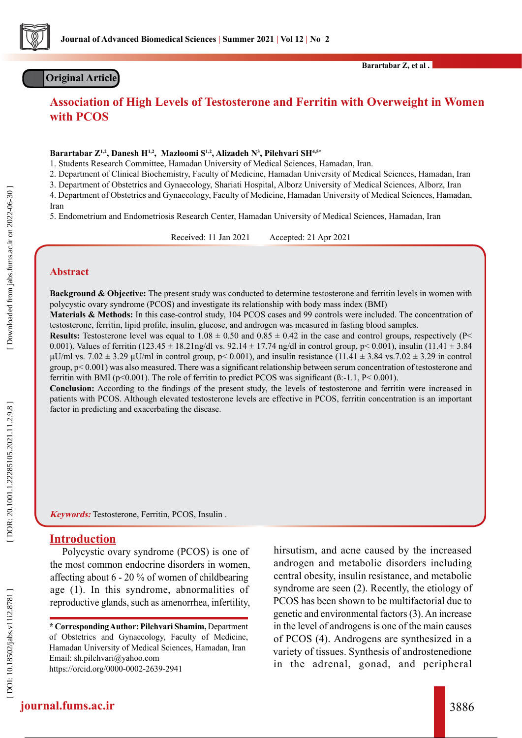Original Article

# Association of High Levels of Testosterone and Ferritin with Overweight in Women with PCOS

**Barartabar Z[1,2], Danesh H[1,2], Mazloomi S[1,2], Alizadeh N[3], Pilehvari SH[4,5*]**

1. Students Research Committee, Hamadan University of Medical Sciences, Hamadan, Iran.
2. Department of Clinical Biochemistry, Faculty of Medicine, Hamadan University of Medical Sciences, Hamadan, Iran
3. Department of Obstetrics and Gynaecology, Shariati Hospital, Alborz University of Medical Sciences, Alborz, Iran
4. Department of Obstetrics and Gynaecology, Faculty of Medicine, Hamadan University of Medical Sciences, Hamadan, Iran
5. Endometrium and Endometriosis Research Center, Hamadan University of Medical Sciences, Hamadan, Iran

Received: 11 Jan 2021 Accepted: 21 Apr 2021

## Abstract

**Background & Objective:** The present study was conducted to determine testosterone and ferritin levels in women with polycystic ovary syndrome (PCOS) and investigate its relationship with body mass index (BMI)

**Materials & Methods:** In this case-control study, 104 PCOS cases and 99 controls were included. The concentration of testosterone, ferritin, lipid profile, insulin, glucose, and androgen was measured in fasting blood samples.

**Results:** Testosterone level was equal to 1.08 ± 0.50 and 0.85 ± 0.42 in the case and control groups, respectively (P< 0.001). Values of ferritin (123.45 ± 18.21ng/dl vs. 92.14 ± 17.74 ng/dl in control group, p< 0.001), insulin (11.41 ± 3.84 µU/ml vs. 7.02 ± 3.29 µU/ml in control group, p< 0.001), and insulin resistance (11.41 ± 3.84 vs.7.02 ± 3.29 in control group, p< 0.001) was also measured. There was a significant relationship between serum concentration of testosterone and ferritin with BMI (p<0.001). The role of ferritin to predict PCOS was significant (ß:-1.1, P< 0.001).

**Conclusion:** According to the findings of the present study, the levels of testosterone and ferritin were increased in patients with PCOS. Although elevated testosterone levels are effective in PCOS, ferritin concentration is an important factor in predicting and exacerbating the disease.

***Keywords:*** Testosterone, Ferritin, PCOS, Insulin .

## Introduction

Polycystic ovary syndrome (PCOS) is one of the most common endocrine disorders in women, affecting about 6 - 20 % of women of childbearing age (1). In this syndrome, abnormalities of reproductive glands, such as amenorrhea, infertility, hirsutism, and acne caused by the increased androgen and metabolic disorders including central obesity, insulin resistance, and metabolic syndrome are seen (2). Recently, the etiology of PCOS has been shown to be multifactorial due to genetic and environmental factors (3). An increase in the level of androgens is one of the main causes of PCOS (4). Androgens are synthesized in a variety of tissues. Synthesis of androstenedione in the adrenal, gonad, and peripheral

---

**\* Corresponding Author: Pilehvari Shamim,** Department of Obstetrics and Gynaecology, Faculty of Medicine, Hamadan University of Medical Sciences, Hamadan, Iran
Email: sh.pilehvari@yahoo.com
https://orcid.org/0000-0002-2639-2941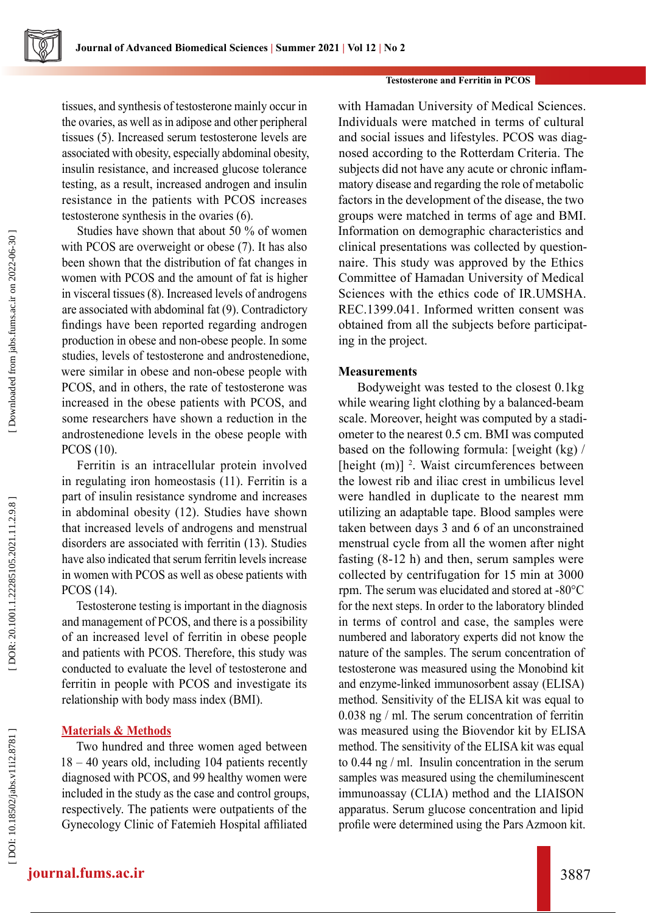tissues, and synthesis of testosterone mainly occur in the ovaries, as well as in adipose and other peripheral tissues (5). Increased serum testosterone levels are associated with obesity, especially abdominal obesity, insulin resistance, and increased glucose tolerance testing, as a result, increased androgen and insulin resistance in the patients with PCOS increases testosterone synthesis in the ovaries (6).

Studies have shown that about 50 % of women with PCOS are overweight or obese (7). It has also been shown that the distribution of fat changes in women with PCOS and the amount of fat is higher in visceral tissues (8). Increased levels of androgens are associated with abdominal fat (9). Contradictory findings have been reported regarding androgen production in obese and non-obese people. In some studies, levels of testosterone and androstenedione, were similar in obese and non-obese people with PCOS, and in others, the rate of testosterone was increased in the obese patients with PCOS, and some researchers have shown a reduction in the androstenedione levels in the obese people with PCOS (10).

Ferritin is an intracellular protein involved in regulating iron homeostasis (11). Ferritin is a part of insulin resistance syndrome and increases in abdominal obesity (12). Studies have shown that increased levels of androgens and menstrual disorders are associated with ferritin (13). Studies have also indicated that serum ferritin levels increase in women with PCOS as well as obese patients with PCOS (14).

Testosterone testing is important in the diagnosis and management of PCOS, and there is a possibility of an increased level of ferritin in obese people and patients with PCOS. Therefore, this study was conducted to evaluate the level of testosterone and ferritin in people with PCOS and investigate its relationship with body mass index (BMI).

## Materials & Methods

Two hundred and three women aged between 18 – 40 years old, including 104 patients recently diagnosed with PCOS, and 99 healthy women were included in the study as the case and control groups, respectively. The patients were outpatients of the Gynecology Clinic of Fatemieh Hospital affiliated with Hamadan University of Medical Sciences. Individuals were matched in terms of cultural and social issues and lifestyles. PCOS was diagnosed according to the Rotterdam Criteria. The subjects did not have any acute or chronic inflammatory disease and regarding the role of metabolic factors in the development of the disease, the two groups were matched in terms of age and BMI. Information on demographic characteristics and clinical presentations was collected by questionnaire. This study was approved by the Ethics Committee of Hamadan University of Medical Sciences with the ethics code of IR.UMSHA.REC.1399.041. Informed written consent was obtained from all the subjects before participating in the project.

### Measurements

Bodyweight was tested to the closest 0.1kg while wearing light clothing by a balanced-beam scale. Moreover, height was computed by a stadiometer to the nearest 0.5 cm. BMI was computed based on the following formula: [weight (kg) / [height (m)] $^{2}$. Waist circumferences between the lowest rib and iliac crest in umbilicus level were handled in duplicate to the nearest mm utilizing an adaptable tape. Blood samples were taken between days 3 and 6 of an unconstrained menstrual cycle from all the women after night fasting (8-12 h) and then, serum samples were collected by centrifugation for 15 min at 3000 rpm. The serum was elucidated and stored at -80°C for the next steps. In order to the laboratory blinded in terms of control and case, the samples were numbered and laboratory experts did not know the nature of the samples. The serum concentration of testosterone was measured using the Monobind kit and enzyme-linked immunosorbent assay (ELISA) method. Sensitivity of the ELISA kit was equal to 0.038 ng / ml. The serum concentration of ferritin was measured using the Biovendor kit by ELISA method. The sensitivity of the ELISA kit was equal to 0.44 ng / ml. Insulin concentration in the serum samples was measured using the chemiluminescent immunoassay (CLIA) method and the LIAISON apparatus. Serum glucose concentration and lipid profile were determined using the Pars Azmoon kit.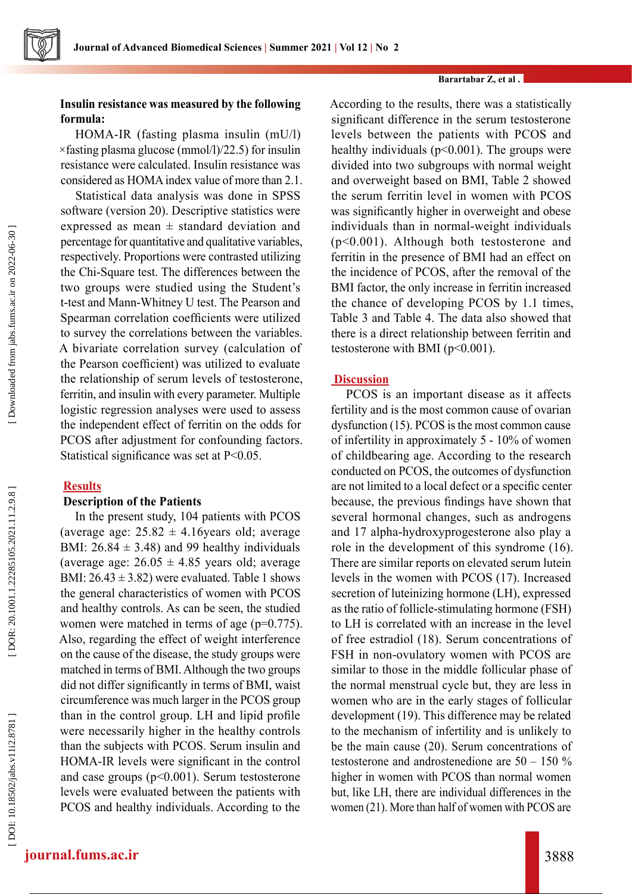**Insulin resistance was measured by the following formula:**

HOMA-IR (fasting plasma insulin (mU/l) ×fasting plasma glucose (mmol/l)/22.5) for insulin resistance were calculated. Insulin resistance was considered as HOMA index value of more than 2.1.

Statistical data analysis was done in SPSS software (version 20). Descriptive statistics were expressed as mean ± standard deviation and percentage for quantitative and qualitative variables, respectively. Proportions were contrasted utilizing the Chi-Square test. The differences between the two groups were studied using the Student's t-test and Mann-Whitney U test. The Pearson and Spearman correlation coefficients were utilized to survey the correlations between the variables. A bivariate correlation survey (calculation of the Pearson coefficient) was utilized to evaluate the relationship of serum levels of testosterone, ferritin, and insulin with every parameter. Multiple logistic regression analyses were used to assess the independent effect of ferritin on the odds for PCOS after adjustment for confounding factors. Statistical significance was set at $P<0.05$.

## Results

### Description of the Patients

In the present study, 104 patients with PCOS (average age: 25.82 ± 4.16years old; average BMI: 26.84 ± 3.48) and 99 healthy individuals (average age: 26.05 ± 4.85 years old; average BMI: 26.43 ± 3.82) were evaluated. Table 1 shows the general characteristics of women with PCOS and healthy controls. As can be seen, the studied women were matched in terms of age ($p=0.775$). Also, regarding the effect of weight interference on the cause of the disease, the study groups were matched in terms of BMI. Although the two groups did not differ significantly in terms of BMI, waist circumference was much larger in the PCOS group than in the control group. LH and lipid profile were necessarily higher in the healthy controls than the subjects with PCOS. Serum insulin and HOMA-IR levels were significant in the control and case groups ($p<0.001$). Serum testosterone levels were evaluated between the patients with PCOS and healthy individuals. According to the results, there was a statistically significant difference in the serum testosterone levels between the patients with PCOS and healthy individuals ($p<0.001$). The groups were divided into two subgroups with normal weight and overweight based on BMI, Table 2 showed the serum ferritin level in women with PCOS was significantly higher in overweight and obese individuals than in normal-weight individuals ($p<0.001$). Although both testosterone and ferritin in the presence of BMI had an effect on the incidence of PCOS, after the removal of the BMI factor, the only increase in ferritin increased the chance of developing PCOS by 1.1 times, Table 3 and Table 4. The data also showed that there is a direct relationship between ferritin and testosterone with BMI ($p<0.001$).

## Discussion

PCOS is an important disease as it affects fertility and is the most common cause of ovarian dysfunction (15). PCOS is the most common cause of infertility in approximately 5 - 10% of women of childbearing age. According to the research conducted on PCOS, the outcomes of dysfunction are not limited to a local defect or a specific center because, the previous findings have shown that several hormonal changes, such as androgens and 17 alpha-hydroxyprogesterone also play a role in the development of this syndrome (16). There are similar reports on elevated serum lutein levels in the women with PCOS (17). Increased secretion of luteinizing hormone (LH), expressed as the ratio of follicle-stimulating hormone (FSH) to LH is correlated with an increase in the level of free estradiol (18). Serum concentrations of FSH in non-ovulatory women with PCOS are similar to those in the middle follicular phase of the normal menstrual cycle but, they are less in women who are in the early stages of follicular development (19). This difference may be related to the mechanism of infertility and is unlikely to be the main cause (20). Serum concentrations of testosterone and androstenedione are 50 – 150 % higher in women with PCOS than normal women but, like LH, there are individual differences in the women (21). More than half of women with PCOS are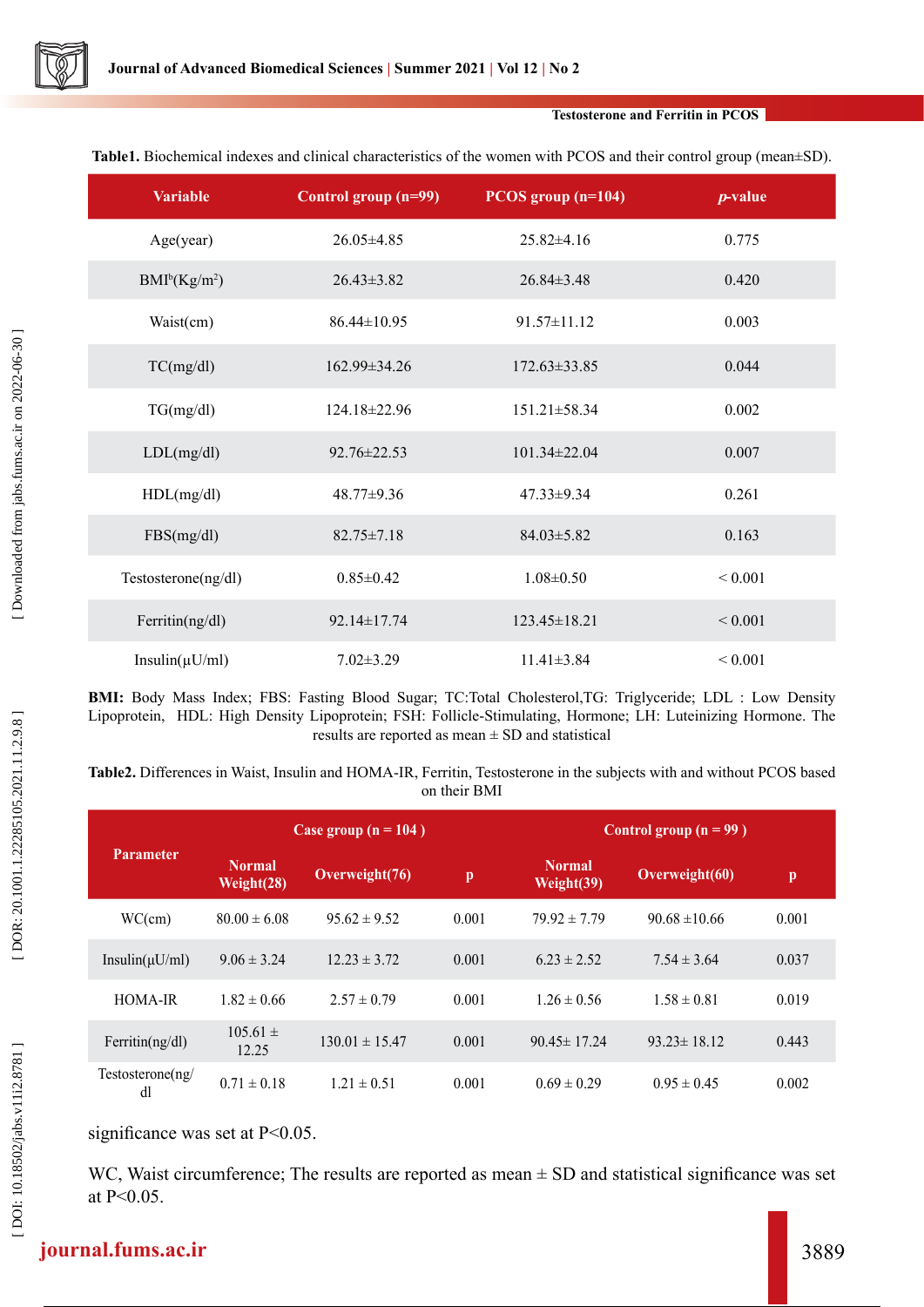**Table1.** Biochemical indexes and clinical characteristics of the women with PCOS and their control group (mean±SD).

| Variable | Control group (n=99) | PCOS group (n=104) | *p*-value |
|---|---|---|---|
| Age(year) | 26.05±4.85 | 25.82±4.16 | 0.775 |
| BMI[b]($Kg/m^2$) | 26.43±3.82 | 26.84±3.48 | 0.420 |
| Waist(cm) | 86.44±10.95 | 91.57±11.12 | 0.003 |
| TC(mg/dl) | 162.99±34.26 | 172.63±33.85 | 0.044 |
| TG(mg/dl) | 124.18±22.96 | 151.21±58.34 | 0.002 |
| LDL(mg/dl) | 92.76±22.53 | 101.34±22.04 | 0.007 |
| HDL(mg/dl) | 48.77±9.36 | 47.33±9.34 | 0.261 |
| FBS(mg/dl) | 82.75±7.18 | 84.03±5.82 | 0.163 |
| Testosterone(ng/dl) | 0.85±0.42 | 1.08±0.50 | < 0.001 |
| Ferritin(ng/dl) | 92.14±17.74 | 123.45±18.21 | < 0.001 |
| Insulin(μU/ml) | 7.02±3.29 | 11.41±3.84 | < 0.001 |

**BMI:** Body Mass Index; FBS: Fasting Blood Sugar; TC:Total Cholesterol,TG: Triglyceride; LDL : Low Density Lipoprotein, HDL: High Density Lipoprotein; FSH: Follicle-Stimulating, Hormone; LH: Luteinizing Hormone. The results are reported as mean ± SD and statistical

**Table2.** Differences in Waist, Insulin and HOMA-IR, Ferritin, Testosterone in the subjects with and without PCOS based on their BMI

| Parameter | Case group (n = 104 ) | | | Control group (n = 99 ) | | |
|---|---|---|---|---|---|---|
| | Normal Weight(28) | Overweight(76) | p | Normal Weight(39) | Overweight(60) | p |
| WC(cm) | 80.00 ± 6.08 | 95.62 ± 9.52 | 0.001 | 79.92 ± 7.79 | 90.68 ±10.66 | 0.001 |
| Insulin(μU/ml) | 9.06 ± 3.24 | 12.23 ± 3.72 | 0.001 | 6.23 ± 2.52 | 7.54 ± 3.64 | 0.037 |
| HOMA-IR | 1.82 ± 0.66 | 2.57 ± 0.79 | 0.001 | 1.26 ± 0.56 | 1.58 ± 0.81 | 0.019 |
| Ferritin(ng/dl) | 105.61 ± 12.25 | 130.01 ± 15.47 | 0.001 | 90.45± 17.24 | 93.23± 18.12 | 0.443 |
| Testosterone(ng/dl | 0.71 ± 0.18 | 1.21 ± 0.51 | 0.001 | 0.69 ± 0.29 | 0.95 ± 0.45 | 0.002 |

significance was set at P<0.05.

WC, Waist circumference; The results are reported as mean ± SD and statistical significance was set at P<0.05.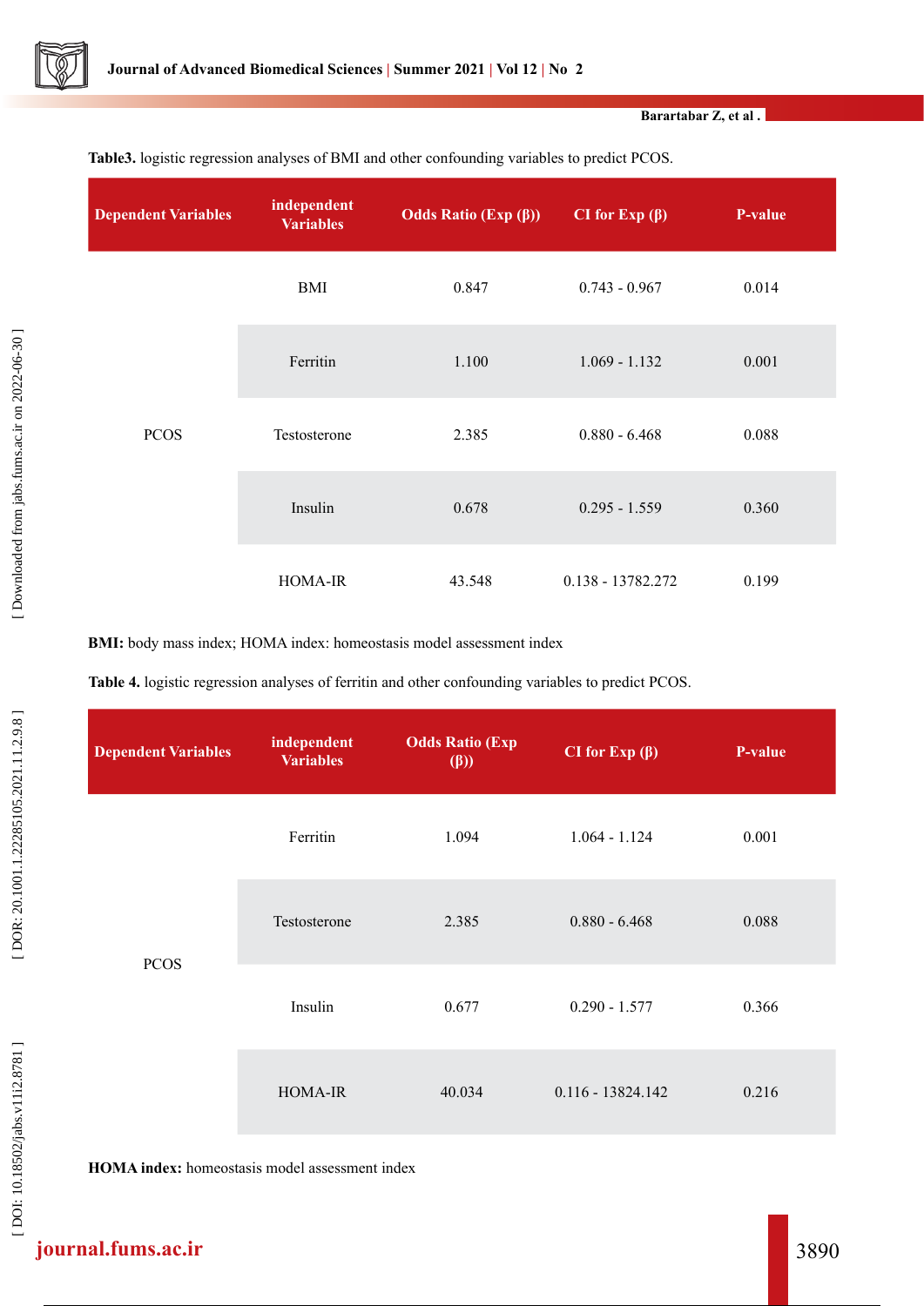**Table3.** logistic regression analyses of BMI and other confounding variables to predict PCOS.

| Dependent Variables | independent Variables | Odds Ratio (Exp (β)) | CI for Exp (β) | P-value |
|---|---|---|---|---|
| PCOS | BMI | 0.847 | 0.743 - 0.967 | 0.014 |
| | Ferritin | 1.100 | 1.069 - 1.132 | 0.001 |
| | Testosterone | 2.385 | 0.880 - 6.468 | 0.088 |
| | Insulin | 0.678 | 0.295 - 1.559 | 0.360 |
| | HOMA-IR | 43.548 | 0.138 - 13782.272 | 0.199 |

**BMI:** body mass index; HOMA index: homeostasis model assessment index

**Table 4.** logistic regression analyses of ferritin and other confounding variables to predict PCOS.

| Dependent Variables | independent Variables | Odds Ratio (Exp (β)) | CI for Exp (β) | P-value |
|---|---|---|---|---|
| PCOS | Ferritin | 1.094 | 1.064 - 1.124 | 0.001 |
| | Testosterone | 2.385 | 0.880 - 6.468 | 0.088 |
| | Insulin | 0.677 | 0.290 - 1.577 | 0.366 |
| | HOMA-IR | 40.034 | 0.116 - 13824.142 | 0.216 |

**HOMA index:** homeostasis model assessment index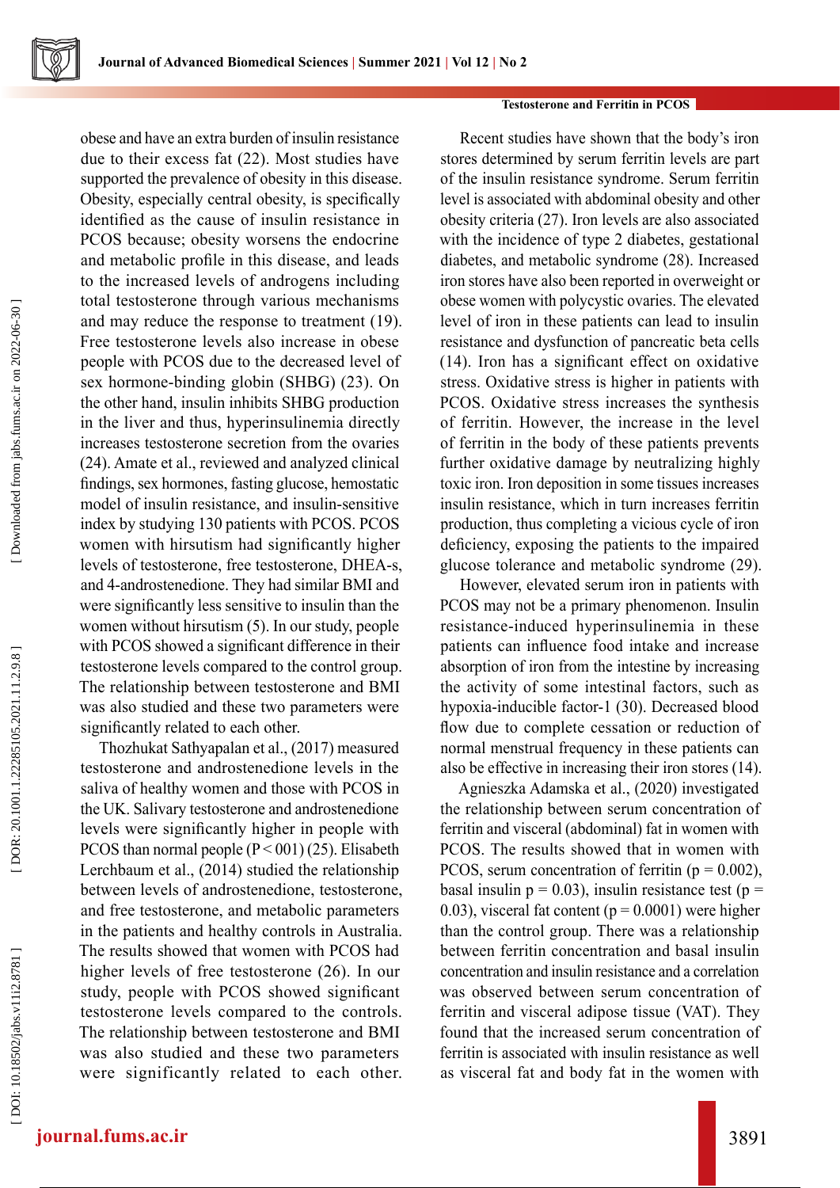obese and have an extra burden of insulin resistance due to their excess fat (22). Most studies have supported the prevalence of obesity in this disease. Obesity, especially central obesity, is specifically identified as the cause of insulin resistance in PCOS because; obesity worsens the endocrine and metabolic profile in this disease, and leads to the increased levels of androgens including total testosterone through various mechanisms and may reduce the response to treatment (19). Free testosterone levels also increase in obese people with PCOS due to the decreased level of sex hormone-binding globin (SHBG) (23). On the other hand, insulin inhibits SHBG production in the liver and thus, hyperinsulinemia directly increases testosterone secretion from the ovaries (24). Amate et al., reviewed and analyzed clinical findings, sex hormones, fasting glucose, hemostatic model of insulin resistance, and insulin-sensitive index by studying 130 patients with PCOS. PCOS women with hirsutism had significantly higher levels of testosterone, free testosterone, DHEA-s, and 4-androstenedione. They had similar BMI and were significantly less sensitive to insulin than the women without hirsutism (5). In our study, people with PCOS showed a significant difference in their testosterone levels compared to the control group. The relationship between testosterone and BMI was also studied and these two parameters were significantly related to each other.

Thozhukat Sathyapalan et al., (2017) measured testosterone and androstenedione levels in the saliva of healthy women and those with PCOS in the UK. Salivary testosterone and androstenedione levels were significantly higher in people with PCOS than normal people (P < 001) (25). Elisabeth Lerchbaum et al., (2014) studied the relationship between levels of androstenedione, testosterone, and free testosterone, and metabolic parameters in the patients and healthy controls in Australia. The results showed that women with PCOS had higher levels of free testosterone (26). In our study, people with PCOS showed significant testosterone levels compared to the controls. The relationship between testosterone and BMI was also studied and these two parameters were significantly related to each other.

Recent studies have shown that the body's iron stores determined by serum ferritin levels are part of the insulin resistance syndrome. Serum ferritin level is associated with abdominal obesity and other obesity criteria (27). Iron levels are also associated with the incidence of type 2 diabetes, gestational diabetes, and metabolic syndrome (28). Increased iron stores have also been reported in overweight or obese women with polycystic ovaries. The elevated level of iron in these patients can lead to insulin resistance and dysfunction of pancreatic beta cells (14). Iron has a significant effect on oxidative stress. Oxidative stress is higher in patients with PCOS. Oxidative stress increases the synthesis of ferritin. However, the increase in the level of ferritin in the body of these patients prevents further oxidative damage by neutralizing highly toxic iron. Iron deposition in some tissues increases insulin resistance, which in turn increases ferritin production, thus completing a vicious cycle of iron deficiency, exposing the patients to the impaired glucose tolerance and metabolic syndrome (29).

However, elevated serum iron in patients with PCOS may not be a primary phenomenon. Insulin resistance-induced hyperinsulinemia in these patients can influence food intake and increase absorption of iron from the intestine by increasing the activity of some intestinal factors, such as hypoxia-inducible factor-1 (30). Decreased blood flow due to complete cessation or reduction of normal menstrual frequency in these patients can also be effective in increasing their iron stores (14).

Agnieszka Adamska et al., (2020) investigated the relationship between serum concentration of ferritin and visceral (abdominal) fat in women with PCOS. The results showed that in women with PCOS, serum concentration of ferritin (p = 0.002), basal insulin p = 0.03), insulin resistance test (p = 0.03), visceral fat content (p = 0.0001) were higher than the control group. There was a relationship between ferritin concentration and basal insulin concentration and insulin resistance and a correlation was observed between serum concentration of ferritin and visceral adipose tissue (VAT). They found that the increased serum concentration of ferritin is associated with insulin resistance as well as visceral fat and body fat in the women with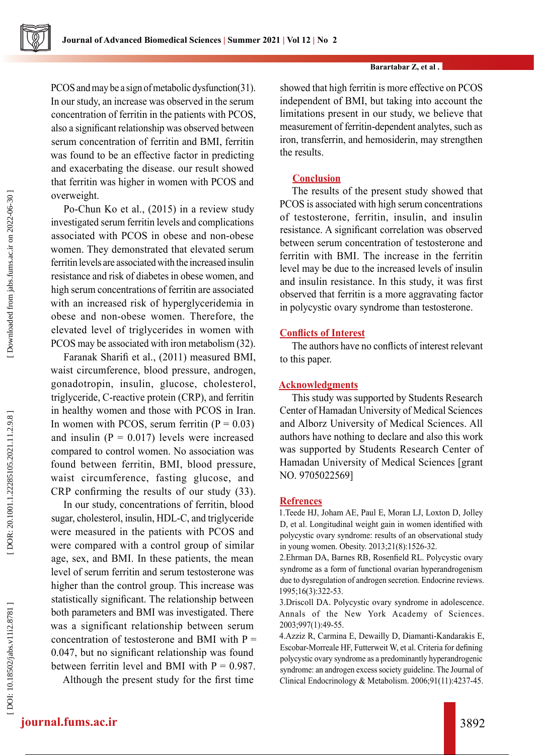PCOS and may be a sign of metabolic dysfunction(31). In our study, an increase was observed in the serum concentration of ferritin in the patients with PCOS, also a significant relationship was observed between serum concentration of ferritin and BMI, ferritin was found to be an effective factor in predicting and exacerbating the disease. our result showed that ferritin was higher in women with PCOS and overweight.

Po-Chun Ko et al., (2015) in a review study investigated serum ferritin levels and complications associated with PCOS in obese and non-obese women. They demonstrated that elevated serum ferritin levels are associated with the increased insulin resistance and risk of diabetes in obese women, and high serum concentrations of ferritin are associated with an increased risk of hyperglyceridemia in obese and non-obese women. Therefore, the elevated level of triglycerides in women with PCOS may be associated with iron metabolism (32).

Faranak Sharifi et al., (2011) measured BMI, waist circumference, blood pressure, androgen, gonadotropin, insulin, glucose, cholesterol, triglyceride, C-reactive protein (CRP), and ferritin in healthy women and those with PCOS in Iran. In women with PCOS, serum ferritin ($P = 0.03$) and insulin ($P = 0.017$) levels were increased compared to control women. No association was found between ferritin, BMI, blood pressure, waist circumference, fasting glucose, and CRP confirming the results of our study (33).

In our study, concentrations of ferritin, blood sugar, cholesterol, insulin, HDL-C, and triglyceride were measured in the patients with PCOS and were compared with a control group of similar age, sex, and BMI. In these patients, the mean level of serum ferritin and serum testosterone was higher than the control group. This increase was statistically significant. The relationship between both parameters and BMI was investigated. There was a significant relationship between serum concentration of testosterone and BMI with $P = 0.047$, but no significant relationship was found between ferritin level and BMI with $P = 0.987$.

Although the present study for the first time showed that high ferritin is more effective on PCOS independent of BMI, but taking into account the limitations present in our study, we believe that measurement of ferritin-dependent analytes, such as iron, transferrin, and hemosiderin, may strengthen the results.

## Conclusion

The results of the present study showed that PCOS is associated with high serum concentrations of testosterone, ferritin, insulin, and insulin resistance. A significant correlation was observed between serum concentration of testosterone and ferritin with BMI. The increase in the ferritin level may be due to the increased levels of insulin and insulin resistance. In this study, it was first observed that ferritin is a more aggravating factor in polycystic ovary syndrome than testosterone.

## Conflicts of Interest

The authors have no conflicts of interest relevant to this paper.

## Acknowledgments

This study was supported by Students Research Center of Hamadan University of Medical Sciences and Alborz University of Medical Sciences. All authors have nothing to declare and also this work was supported by Students Research Center of Hamadan University of Medical Sciences [grant NO. 9705022569]

## Refrences

1.Teede HJ, Joham AE, Paul E, Moran LJ, Loxton D, Jolley D, et al. Longitudinal weight gain in women identified with polycystic ovary syndrome: results of an observational study in young women. Obesity. 2013;21(8):1526-32.

2.Ehrman DA, Barnes RB, Rosenfield RL. Polycystic ovary syndrome as a form of functional ovarian hyperandrogenism due to dysregulation of androgen secretion. Endocrine reviews. 1995;16(3):322-53.

3.Driscoll DA. Polycystic ovary syndrome in adolescence. Annals of the New York Academy of Sciences. 2003;997(1):49-55.

4.Azziz R, Carmina E, Dewailly D, Diamanti-Kandarakis E, Escobar-Morreale HF, Futterweit W, et al. Criteria for defining polycystic ovary syndrome as a predominantly hyperandrogenic syndrome: an androgen excess society guideline. The Journal of Clinical Endocrinology & Metabolism. 2006;91(11):4237-45.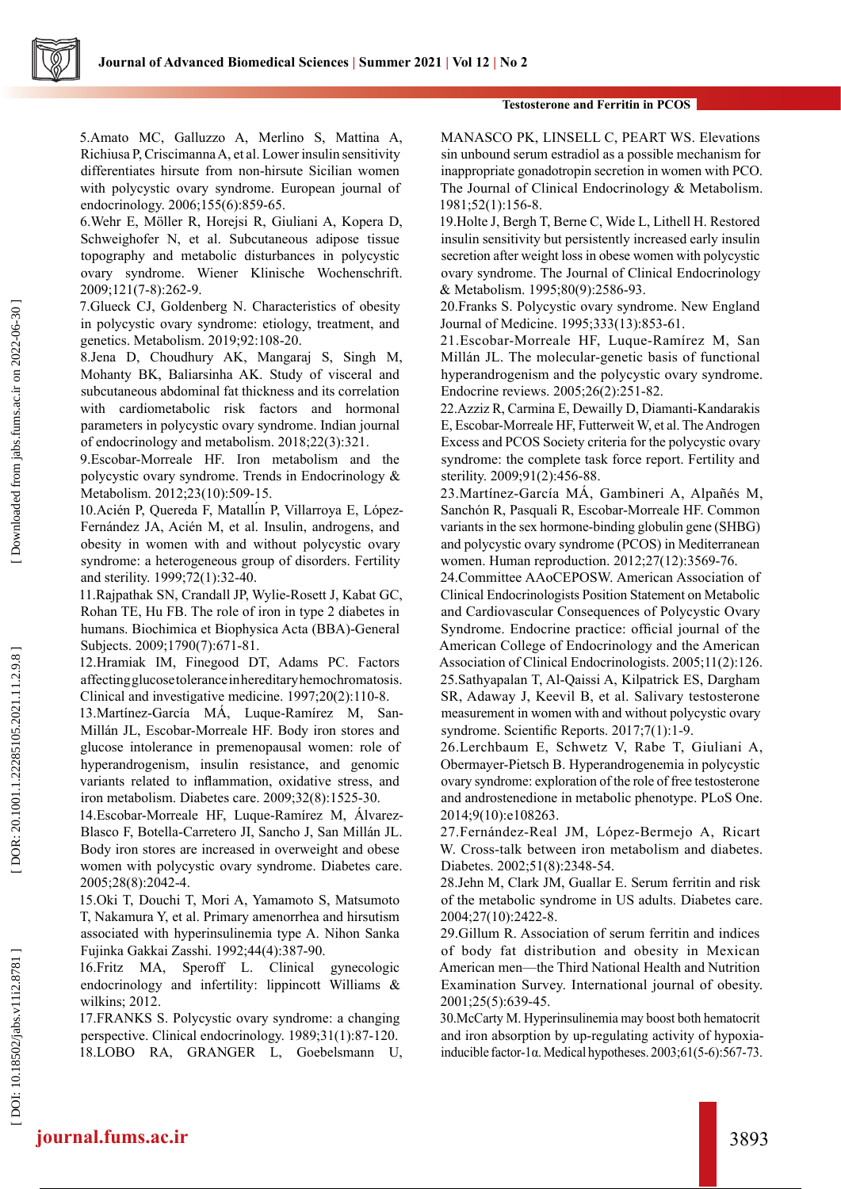5.Amato MC, Galluzzo A, Merlino S, Mattina A, Richiusa P, Criscimanna A, et al. Lower insulin sensitivity differentiates hirsute from non-hirsute Sicilian women with polycystic ovary syndrome. European journal of endocrinology. 2006;155(6):859-65.

6.Wehr E, Möller R, Horejsi R, Giuliani A, Kopera D, Schweighofer N, et al. Subcutaneous adipose tissue topography and metabolic disturbances in polycystic ovary syndrome. Wiener Klinische Wochenschrift. 2009;121(7-8):262-9.

7.Glueck CJ, Goldenberg N. Characteristics of obesity in polycystic ovary syndrome: etiology, treatment, and genetics. Metabolism. 2019;92:108-20.

8.Jena D, Choudhury AK, Mangaraj S, Singh M, Mohanty BK, Baliarsinha AK. Study of visceral and subcutaneous abdominal fat thickness and its correlation with cardiometabolic risk factors and hormonal parameters in polycystic ovary syndrome. Indian journal of endocrinology and metabolism. 2018;22(3):321.

9.Escobar-Morreale HF. Iron metabolism and the polycystic ovary syndrome. Trends in Endocrinology & Metabolism. 2012;23(10):509-15.

10.Acién P, Quereda F, Matallín P, Villarroya E, López-Fernández JA, Acién M, et al. Insulin, androgens, and obesity in women with and without polycystic ovary syndrome: a heterogeneous group of disorders. Fertility and sterility. 1999;72(1):32-40.

11.Rajpathak SN, Crandall JP, Wylie-Rosett J, Kabat GC, Rohan TE, Hu FB. The role of iron in type 2 diabetes in humans. Biochimica et Biophysica Acta (BBA)-General Subjects. 2009;1790(7):671-81.

12.Hramiak IM, Finegood DT, Adams PC. Factors affecting glucose tolerance in hereditary hemochromatosis. Clinical and investigative medicine. 1997;20(2):110-8.

13.Martínez-García MÁ, Luque-Ramírez M, San-Millán JL, Escobar-Morreale HF. Body iron stores and glucose intolerance in premenopausal women: role of hyperandrogenism, insulin resistance, and genomic variants related to inflammation, oxidative stress, and iron metabolism. Diabetes care. 2009;32(8):1525-30.

14.Escobar-Morreale HF, Luque-Ramírez M, Álvarez-Blasco F, Botella-Carretero JI, Sancho J, San Millán JL. Body iron stores are increased in overweight and obese women with polycystic ovary syndrome. Diabetes care. 2005;28(8):2042-4.

15.Oki T, Douchi T, Mori A, Yamamoto S, Matsumoto T, Nakamura Y, et al. Primary amenorrhea and hirsutism associated with hyperinsulinemia type A. Nihon Sanka Fujinka Gakkai Zasshi. 1992;44(4):387-90.

16.Fritz MA, Speroff L. Clinical gynecologic endocrinology and infertility: lippincott Williams & wilkins; 2012.

17.FRANKS S. Polycystic ovary syndrome: a changing perspective. Clinical endocrinology. 1989;31(1):87-120.

18.LOBO RA, GRANGER L, Goebelsmann U, MANASCO PK, LINSELL C, PEART WS. Elevations sin unbound serum estradiol as a possible mechanism for inappropriate gonadotropin secretion in women with PCO. The Journal of Clinical Endocrinology & Metabolism. 1981;52(1):156-8.

19.Holte J, Bergh T, Berne C, Wide L, Lithell H. Restored insulin sensitivity but persistently increased early insulin secretion after weight loss in obese women with polycystic ovary syndrome. The Journal of Clinical Endocrinology & Metabolism. 1995;80(9):2586-93.

20.Franks S. Polycystic ovary syndrome. New England Journal of Medicine. 1995;333(13):853-61.

21.Escobar-Morreale HF, Luque-Ramírez M, San Millán JL. The molecular-genetic basis of functional hyperandrogenism and the polycystic ovary syndrome. Endocrine reviews. 2005;26(2):251-82.

22.Azziz R, Carmina E, Dewailly D, Diamanti-Kandarakis E, Escobar-Morreale HF, Futterweit W, et al. The Androgen Excess and PCOS Society criteria for the polycystic ovary syndrome: the complete task force report. Fertility and sterility. 2009;91(2):456-88.

23.Martínez-García MÁ, Gambineri A, Alpañés M, Sanchón R, Pasquali R, Escobar-Morreale HF. Common variants in the sex hormone-binding globulin gene (SHBG) and polycystic ovary syndrome (PCOS) in Mediterranean women. Human reproduction. 2012;27(12):3569-76.

24.Committee AAoCEPOSW. American Association of Clinical Endocrinologists Position Statement on Metabolic and Cardiovascular Consequences of Polycystic Ovary Syndrome. Endocrine practice: official journal of the American College of Endocrinology and the American Association of Clinical Endocrinologists. 2005;11(2):126.

25.Sathyapalan T, Al-Qaissi A, Kilpatrick ES, Dargham SR, Adaway J, Keevil B, et al. Salivary testosterone measurement in women with and without polycystic ovary syndrome. Scientific Reports. 2017;7(1):1-9.

26.Lerchbaum E, Schwetz V, Rabe T, Giuliani A, Obermayer-Pietsch B. Hyperandrogenemia in polycystic ovary syndrome: exploration of the role of free testosterone and androstenedione in metabolic phenotype. PLoS One. 2014;9(10):e108263.

27.Fernández-Real JM, López-Bermejo A, Ricart W. Cross-talk between iron metabolism and diabetes. Diabetes. 2002;51(8):2348-54.

28.Jehn M, Clark JM, Guallar E. Serum ferritin and risk of the metabolic syndrome in US adults. Diabetes care. 2004;27(10):2422-8.

29.Gillum R. Association of serum ferritin and indices of body fat distribution and obesity in Mexican American men—the Third National Health and Nutrition Examination Survey. International journal of obesity. 2001;25(5):639-45.

30.McCarty M. Hyperinsulinemia may boost both hematocrit and iron absorption by up-regulating activity of hypoxia-inducible factor-1α. Medical hypotheses. 2003;61(5-6):567-73.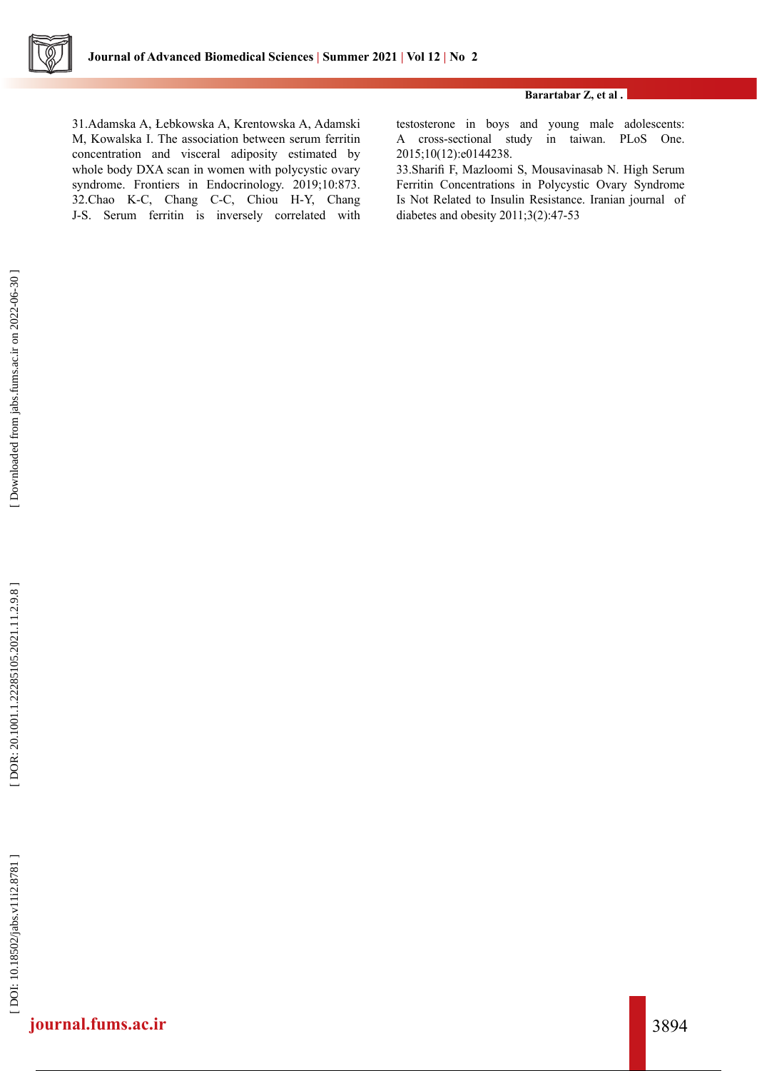31.Adamska A, Łebkowska A, Krentowska A, Adamski M, Kowalska I. The association between serum ferritin concentration and visceral adiposity estimated by whole body DXA scan in women with polycystic ovary syndrome. Frontiers in Endocrinology. 2019;10:873.

32.Chao K-C, Chang C-C, Chiou H-Y, Chang J-S. Serum ferritin is inversely correlated with testosterone in boys and young male adolescents: A cross-sectional study in taiwan. PLoS One. 2015;10(12):e0144238.

33.Sharifi F, Mazloomi S, Mousavinasab N. High Serum Ferritin Concentrations in Polycystic Ovary Syndrome Is Not Related to Insulin Resistance. Iranian journal of diabetes and obesity 2011;3(2):47-53